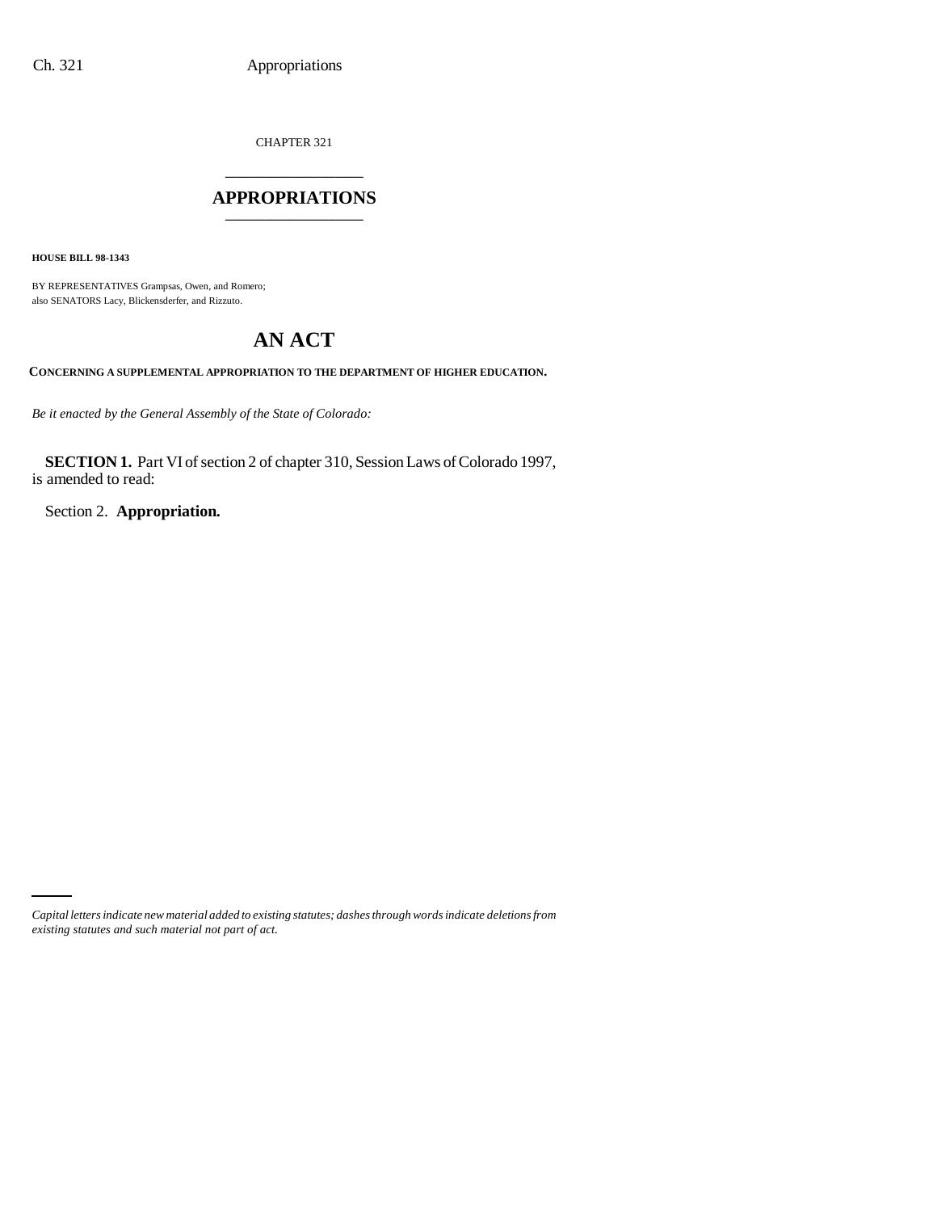CHAPTER 321

# APPROPRIATIONS

**HOUSE BILL 98-1343**

BY REPRESENTATIVES Grampsas, Owen, and Romero;
also SENATORS Lacy, Blickensderfer, and Rizzuto.

# AN ACT

**CONCERNING A SUPPLEMENTAL APPROPRIATION TO THE DEPARTMENT OF HIGHER EDUCATION.**

*Be it enacted by the General Assembly of the State of Colorado:*

**SECTION 1.** Part VI of section 2 of chapter 310, Session Laws of Colorado 1997, is amended to read:

Section 2. **Appropriation.**

*Capital letters indicate new material added to existing statutes; dashes through words indicate deletions from existing statutes and such material not part of act.*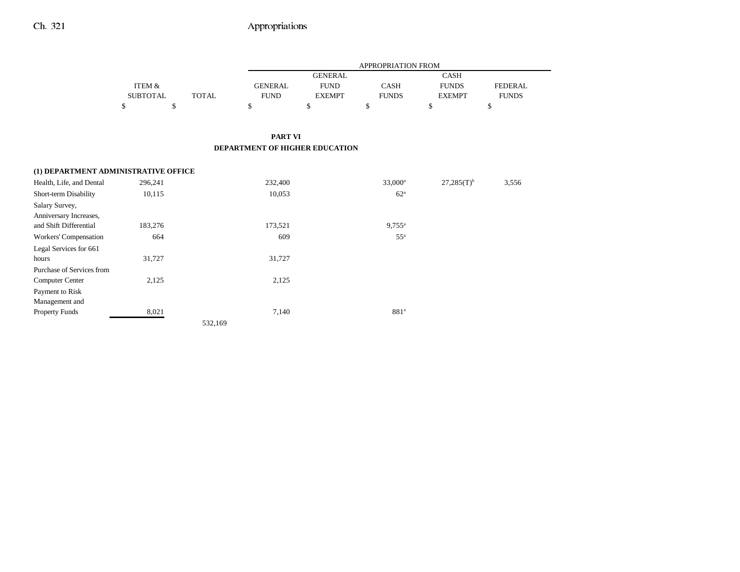## PART VI
## DEPARTMENT OF HIGHER EDUCATION

| | ITEM & SUBTOTAL | TOTAL | APPROPRIATION FROM GENERAL FUND | GENERAL FUND EXEMPT | CASH FUNDS | CASH FUNDS EXEMPT | FEDERAL FUNDS |
|---|---|---|---|---|---|---|---|
| | $ | $ | $ | $ | $ | $ | $ |
| **(1) DEPARTMENT ADMINISTRATIVE OFFICE** | | | | | | | |
| Health, Life, and Dental | 296,241 | | 232,400 | | 33,000[a] | 27,285(T)[b] | 3,556 |
| Short-term Disability | 10,115 | | 10,053 | | 62[a] | | |
| Salary Survey, Anniversary Increases, and Shift Differential | 183,276 | | 173,521 | | 9,755[a] | | |
| Workers' Compensation | 664 | | 609 | | 55[a] | | |
| Legal Services for 661 hours | 31,727 | | 31,727 | | | | |
| Purchase of Services from Computer Center | 2,125 | | 2,125 | | | | |
| Payment to Risk Management and Property Funds | 8,021 | | 7,140 | | 881[a] | | |
| | | 532,169 | | | | | |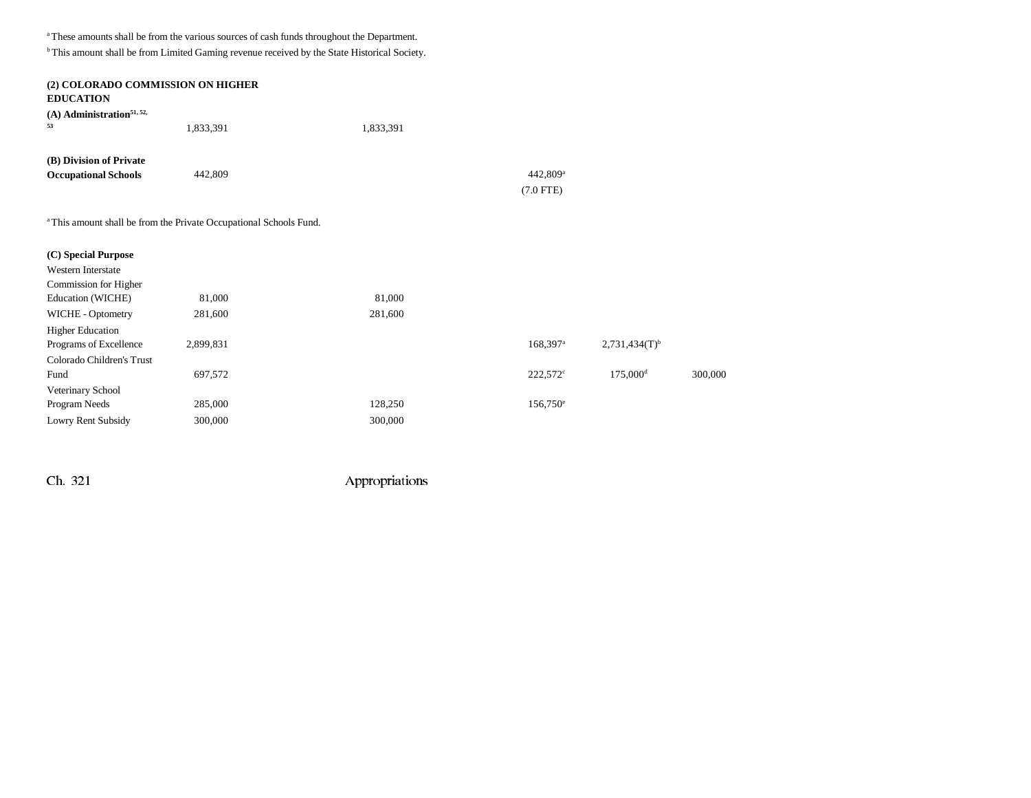[a] These amounts shall be from the various sources of cash funds throughout the Department.

[b] This amount shall be from Limited Gaming revenue received by the State Historical Society.

| | | | | | | |
|---|---|---|---|---|---|---|
| **(2) COLORADO COMMISSION ON HIGHER EDUCATION** | | | | | | |
| **(A) Administration**[51, 52, 53] | 1,833,391 | | 1,833,391 | | | |
| **(B) Division of Private Occupational Schools** | 442,809 | | | 442,809[a] (7.0 FTE) | | |

[a] This amount shall be from the Private Occupational Schools Fund.

| | | | | | | |
|---|---|---|---|---|---|---|
| **(C) Special Purpose** | | | | | | |
| Western Interstate Commission for Higher Education (WICHE) | 81,000 | | 81,000 | | | |
| WICHE - Optometry | 281,600 | | 281,600 | | | |
| Higher Education Programs of Excellence | 2,899,831 | | | 168,397[a] | 2,731,434(T)[b] | |
| Colorado Children's Trust Fund | 697,572 | | | 222,572[c] | 175,000[d] | 300,000 |
| Veterinary School Program Needs | 285,000 | | 128,250 | 156,750[e] | | |
| Lowry Rent Subsidy | 300,000 | | 300,000 | | | |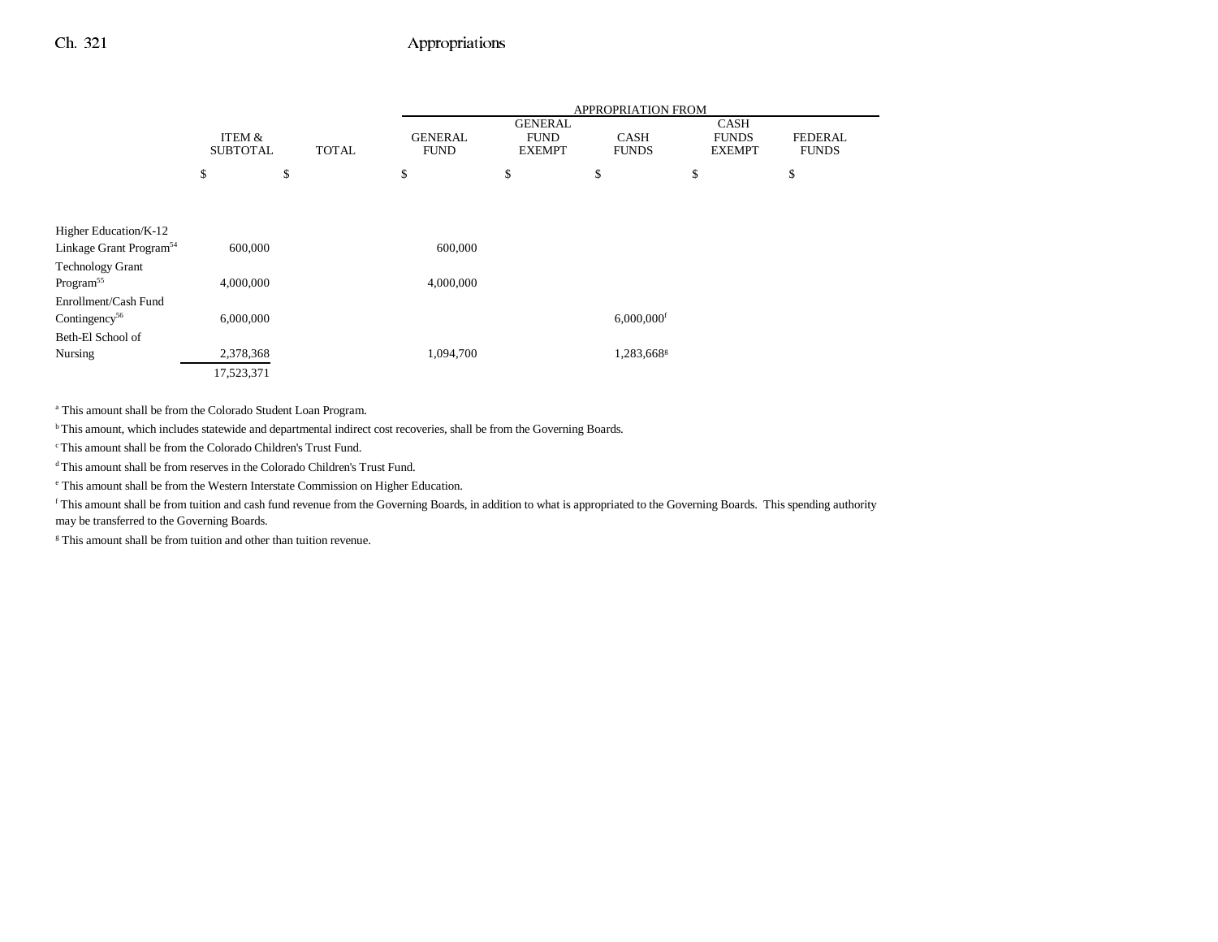| | ITEM & SUBTOTAL | TOTAL | APPROPRIATION FROM GENERAL FUND | GENERAL FUND EXEMPT | CASH FUNDS | CASH FUNDS EXEMPT | FEDERAL FUNDS |
|---|---|---|---|---|---|---|---|
| | $ | $ | $ | $ | $ | $ | $ |
| Higher Education/K-12 Linkage Grant Program[54] | 600,000 | | 600,000 | | | | |
| Technology Grant Program[55] | 4,000,000 | | 4,000,000 | | | | |
| Enrollment/Cash Fund Contingency[56] | 6,000,000 | | | | 6,000,000[f] | | |
| Beth-El School of Nursing | 2,378,368 | | 1,094,700 | | 1,283,668[g] | | |
| | 17,523,371 | | | | | | |

[a] This amount shall be from the Colorado Student Loan Program.

[b] This amount, which includes statewide and departmental indirect cost recoveries, shall be from the Governing Boards.

[c] This amount shall be from the Colorado Children's Trust Fund.

[d] This amount shall be from reserves in the Colorado Children's Trust Fund.

[e] This amount shall be from the Western Interstate Commission on Higher Education.

[f] This amount shall be from tuition and cash fund revenue from the Governing Boards, in addition to what is appropriated to the Governing Boards. This spending authority may be transferred to the Governing Boards.

[g] This amount shall be from tuition and other than tuition revenue.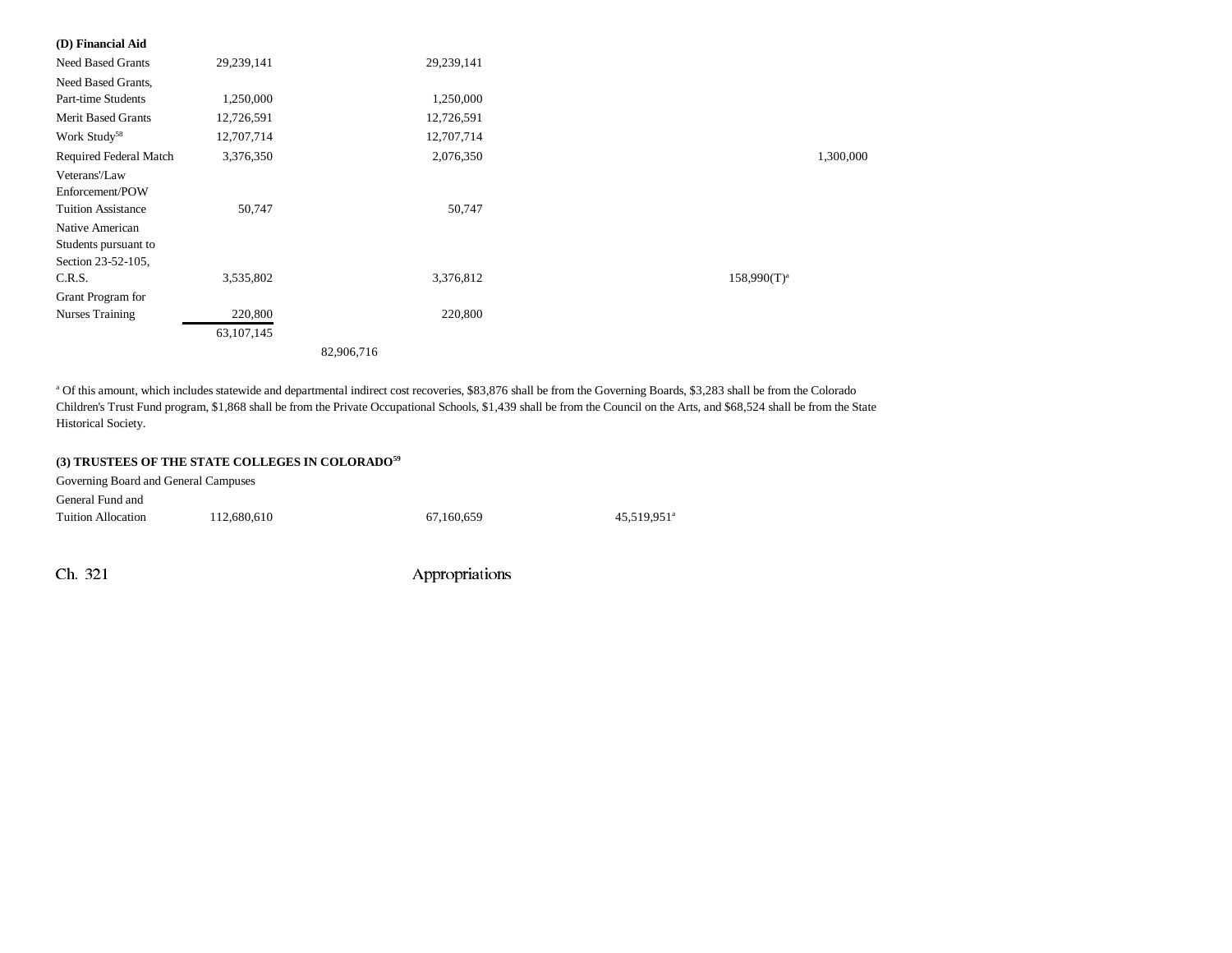**(D) Financial Aid**

| | | | | | | |
|---|---|---|---|---|---|---|
| Need Based Grants | 29,239,141 | | 29,239,141 | | | |
| Need Based Grants, Part-time Students | 1,250,000 | | 1,250,000 | | | |
| Merit Based Grants | 12,726,591 | | 12,726,591 | | | |
| Work Study[58] | 12,707,714 | | 12,707,714 | | | |
| Required Federal Match | 3,376,350 | | 2,076,350 | | | 1,300,000 |
| Veterans'/Law Enforcement/POW Tuition Assistance | 50,747 | | 50,747 | | | |
| Native American Students pursuant to Section 23-52-105, C.R.S. | 3,535,802 | | 3,376,812 | | 158,990(T)[a] | |
| Grant Program for Nurses Training | 220,800 | | 220,800 | | | |
| | 63,107,145 | | | | | |
| | | 82,906,716 | | | | |

[a] Of this amount, which includes statewide and departmental indirect cost recoveries, $83,876 shall be from the Governing Boards, $3,283 shall be from the Colorado Children's Trust Fund program, $1,868 shall be from the Private Occupational Schools, $1,439 shall be from the Council on the Arts, and $68,524 shall be from the State Historical Society.

**(3) TRUSTEES OF THE STATE COLLEGES IN COLORADO[59]**

Governing Board and General Campuses

| | | | | | | |
|---|---|---|---|---|---|---|
| General Fund and Tuition Allocation | 112,680,610 | | 67,160,659 | 45,519,951[a] | | |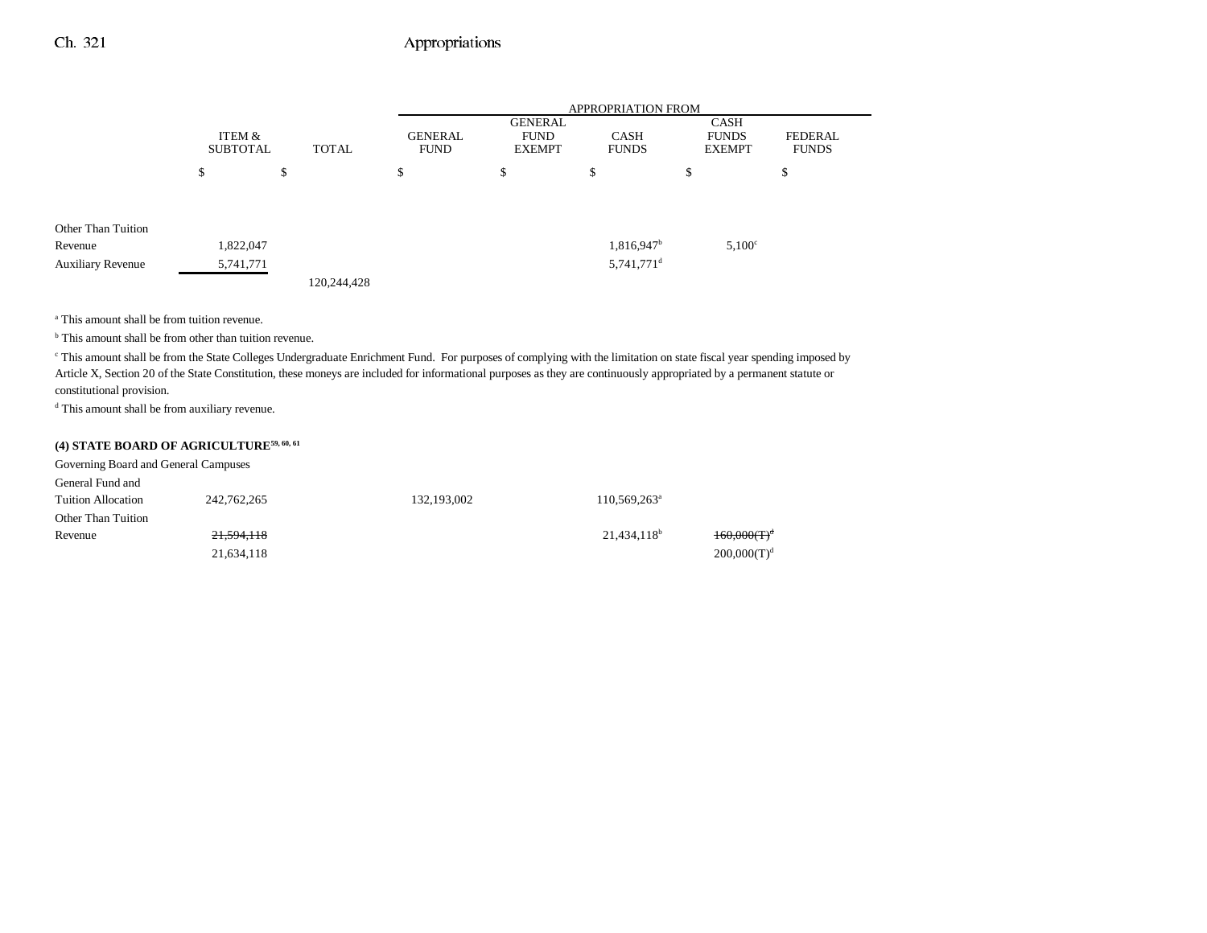| | ITEM & SUBTOTAL | TOTAL | APPROPRIATION FROM GENERAL FUND | GENERAL FUND EXEMPT | CASH FUNDS | CASH FUNDS EXEMPT | FEDERAL FUNDS |
|---|---|---|---|---|---|---|---|
| | $ | $ | $ | $ | $ | $ | $ |
| Other Than Tuition Revenue | 1,822,047 | | | | 1,816,947[b] | 5,100[c] | |
| Auxiliary Revenue | 5,741,771 | | | | 5,741,771[d] | | |
| | | 120,244,428 | | | | | |

[a] This amount shall be from tuition revenue.

[b] This amount shall be from other than tuition revenue.

[c] This amount shall be from the State Colleges Undergraduate Enrichment Fund. For purposes of complying with the limitation on state fiscal year spending imposed by Article X, Section 20 of the State Constitution, these moneys are included for informational purposes as they are continuously appropriated by a permanent statute or constitutional provision.

[d] This amount shall be from auxiliary revenue.

**(4) STATE BOARD OF AGRICULTURE[59, 60, 61]**

| | ITEM & SUBTOTAL | TOTAL | GENERAL FUND | GENERAL FUND EXEMPT | CASH FUNDS | CASH FUNDS EXEMPT | FEDERAL FUNDS |
|---|---|---|---|---|---|---|---|
| Governing Board and General Campuses | | | | | | | |
| General Fund and Tuition Allocation | 242,762,265 | | 132,193,002 | | 110,569,263[a] | | |
| Other Than Tuition Revenue | ~~21,594,118~~ | | | | 21,434,118[b] | ~~160,000(T)[d]~~ | |
| | 21,634,118 | | | | | 200,000(T)[d] | |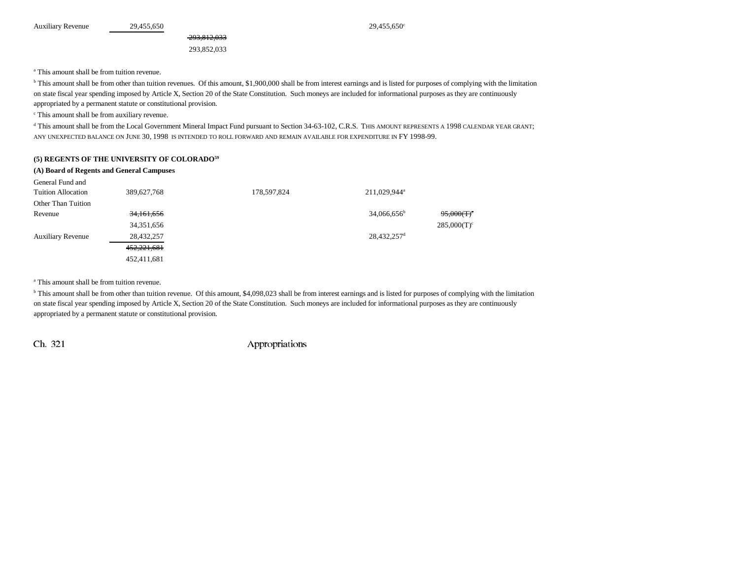| | | | | |
|---|---|---|---|---|
| Auxiliary Revenue | 29,455,650 | | | 29,455,650[c] |
| | | ~~293,812,033~~ | | |
| | | 293,852,033 | | |

[a] This amount shall be from tuition revenue.

[b] This amount shall be from other than tuition revenues. Of this amount, $1,900,000 shall be from interest earnings and is listed for purposes of complying with the limitation on state fiscal year spending imposed by Article X, Section 20 of the State Constitution. Such moneys are included for informational purposes as they are continuously appropriated by a permanent statute or constitutional provision.

[c] This amount shall be from auxiliary revenue.

[d] This amount shall be from the Local Government Mineral Impact Fund pursuant to Section 34-63-102, C.R.S. THIS AMOUNT REPRESENTS A 1998 CALENDAR YEAR GRANT; ANY UNEXPECTED BALANCE ON JUNE 30, 1998 IS INTENDED TO ROLL FORWARD AND REMAIN AVAILABLE FOR EXPENDITURE IN FY 1998-99.

**(5) REGENTS OF THE UNIVERSITY OF COLORADO[59]**

**(A) Board of Regents and General Campuses**

| | | | | |
|---|---|---|---|---|
| General Fund and Tuition Allocation | 389,627,768 | 178,597,824 | 211,029,944[a] | |
| Other Than Tuition Revenue | ~~34,161,656~~ | | 34,066,656[b] | ~~95,000(T)[c]~~ |
| | 34,351,656 | | | 285,000(T)[c] |
| Auxiliary Revenue | 28,432,257 | | 28,432,257[d] | |
| | ~~452,221,681~~ | | | |
| | 452,411,681 | | | |

[a] This amount shall be from tuition revenue.

[b] This amount shall be from other than tuition revenue. Of this amount, $4,098,023 shall be from interest earnings and is listed for purposes of complying with the limitation on state fiscal year spending imposed by Article X, Section 20 of the State Constitution. Such moneys are included for informational purposes as they are continuously appropriated by a permanent statute or constitutional provision.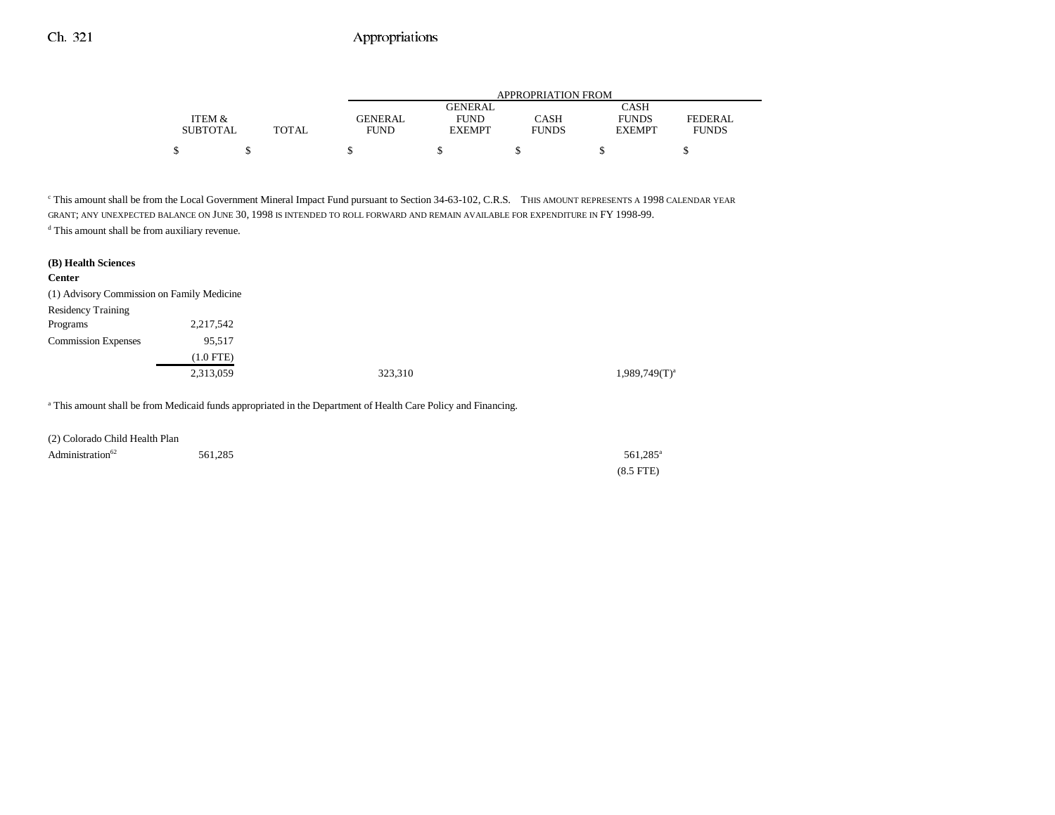| | ITEM & SUBTOTAL | TOTAL | GENERAL FUND | GENERAL FUND EXEMPT | CASH FUNDS | CASH FUNDS EXEMPT | FEDERAL FUNDS |
|---|---|---|---|---|---|---|---|
| | $ | $ | $ | $ | $ | $ | $ |

[c] This amount shall be from the Local Government Mineral Impact Fund pursuant to Section 34-63-102, C.R.S. THIS AMOUNT REPRESENTS A 1998 CALENDAR YEAR GRANT; ANY UNEXPECTED BALANCE ON JUNE 30, 1998 IS INTENDED TO ROLL FORWARD AND REMAIN AVAILABLE FOR EXPENDITURE IN FY 1998-99.

[d] This amount shall be from auxiliary revenue.

**(B) Health Sciences Center**

| | ITEM & SUBTOTAL | TOTAL | GENERAL FUND | GENERAL FUND EXEMPT | CASH FUNDS | CASH FUNDS EXEMPT | FEDERAL FUNDS |
|---|---|---|---|---|---|---|---|
| (1) Advisory Commission on Family Medicine | | | | | | | |
| Residency Training Programs | 2,217,542 | | | | | | |
| Commission Expenses | 95,517 | | | | | | |
| | (1.0 FTE) | | | | | | |
| | 2,313,059 | | 323,310 | | | 1,989,749(T)[a] | |

[a] This amount shall be from Medicaid funds appropriated in the Department of Health Care Policy and Financing.

| | ITEM & SUBTOTAL | TOTAL | GENERAL FUND | GENERAL FUND EXEMPT | CASH FUNDS | CASH FUNDS EXEMPT | FEDERAL FUNDS |
|---|---|---|---|---|---|---|---|
| (2) Colorado Child Health Plan | | | | | | | |
| Administration[62] | 561,285 | | | | | 561,285[a] | |
| | | | | | | (8.5 FTE) | |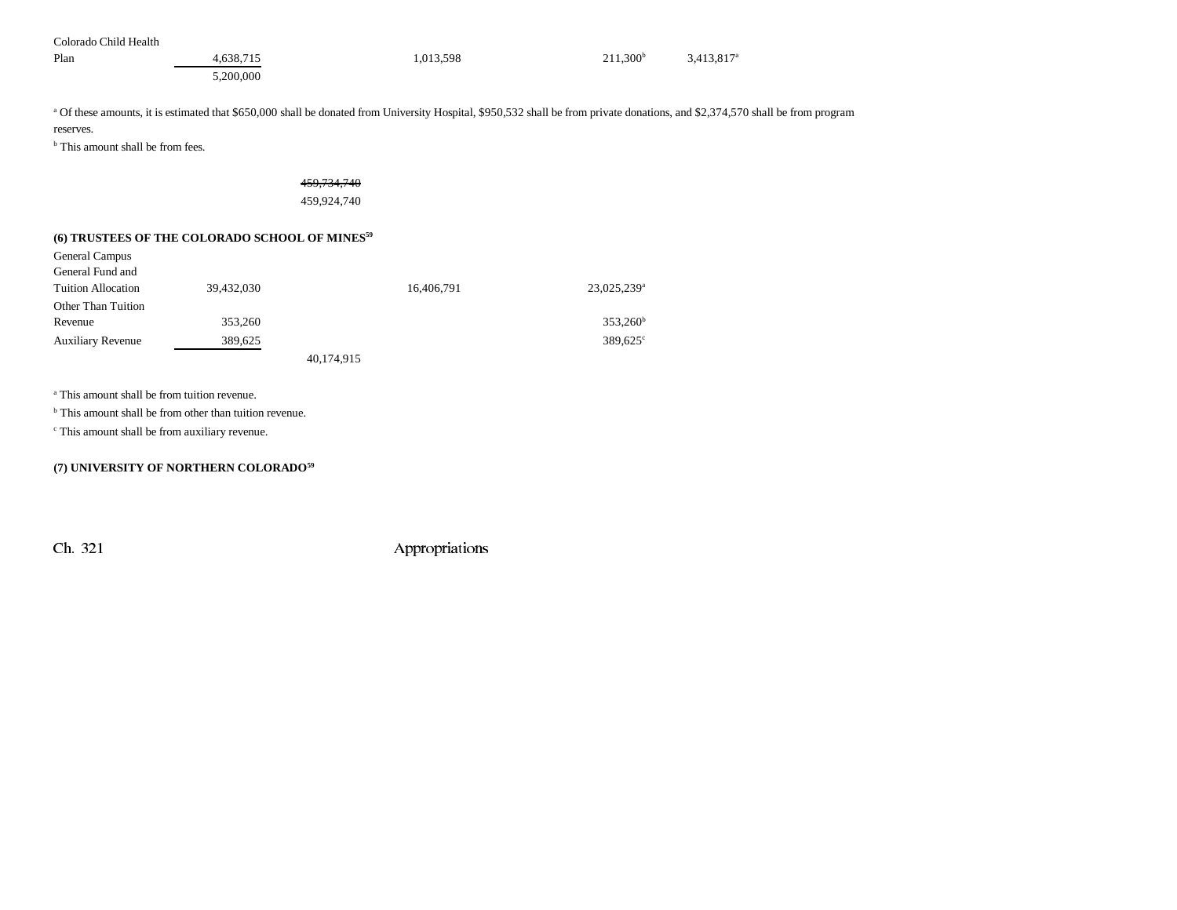| | | | | | |
|---|---|---|---|---|---|
| Colorado Child Health Plan | 4,638,715 | | 1,013,598 | 211,300[b] | 3,413,817[a] |
| | 5,200,000 | | | | |

[a] Of these amounts, it is estimated that $650,000 shall be donated from University Hospital, $950,532 shall be from private donations, and $2,374,570 shall be from program reserves.

[b] This amount shall be from fees.

~~459,734,740~~
459,924,740

### (6) TRUSTEES OF THE COLORADO SCHOOL OF MINES[59]

| | | | | |
|---|---|---|---|---|
| General Campus General Fund and Tuition Allocation | 39,432,030 | | 16,406,791 | 23,025,239[a] |
| Other Than Tuition Revenue | 353,260 | | | 353,260[b] |
| Auxiliary Revenue | 389,625 | | | 389,625[c] |
| | | 40,174,915 | | |

[a] This amount shall be from tuition revenue.

[b] This amount shall be from other than tuition revenue.

[c] This amount shall be from auxiliary revenue.

### (7) UNIVERSITY OF NORTHERN COLORADO[59]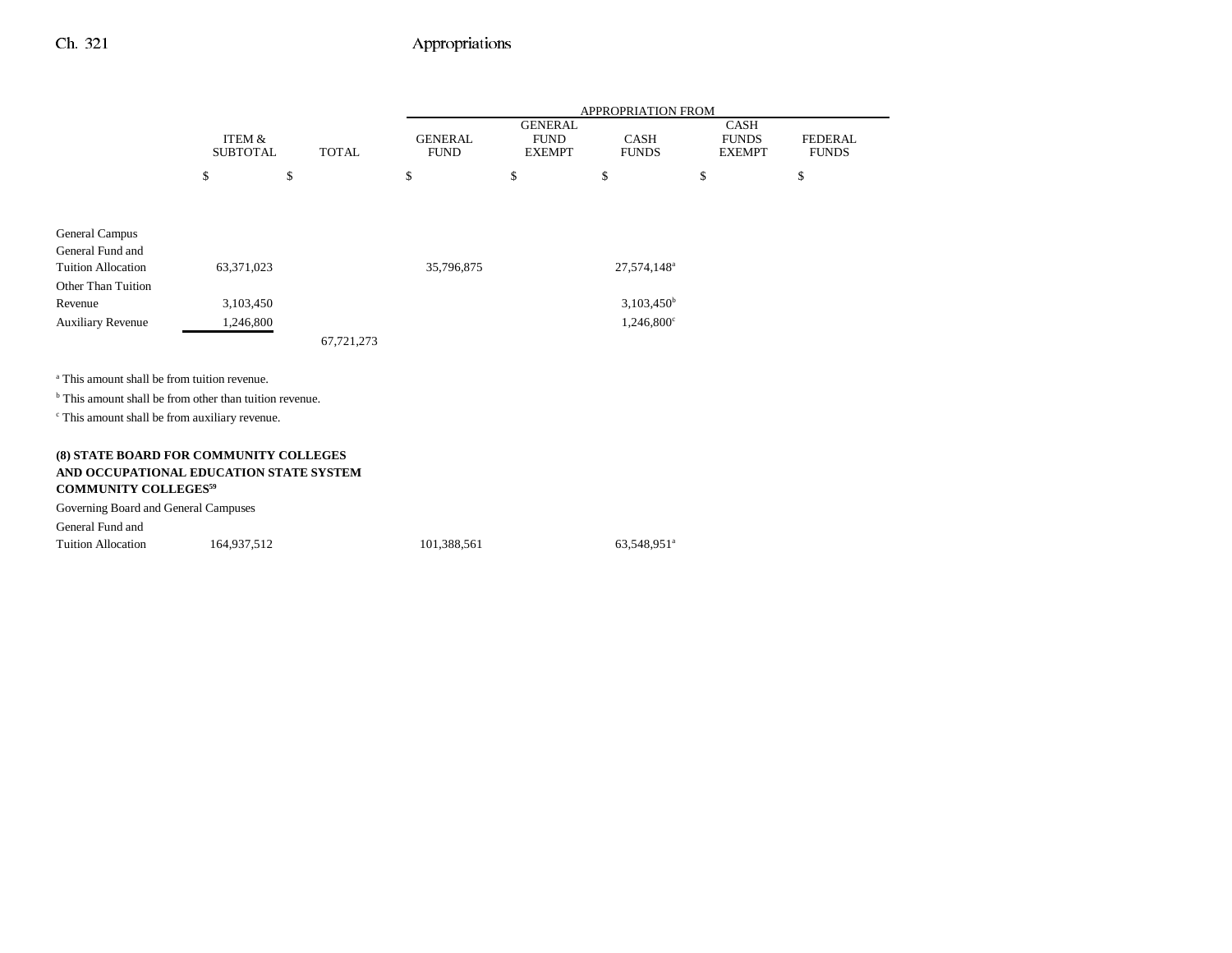| | ITEM & SUBTOTAL | TOTAL | APPROPRIATION FROM GENERAL FUND | GENERAL FUND EXEMPT | CASH FUNDS | CASH FUNDS EXEMPT | FEDERAL FUNDS |
|---|---|---|---|---|---|---|---|
| | $ | $ | $ | $ | $ | $ | $ |
| General Campus | | | | | | | |
| General Fund and Tuition Allocation | 63,371,023 | | 35,796,875 | | 27,574,148[a] | | |
| Other Than Tuition Revenue | 3,103,450 | | | | 3,103,450[b] | | |
| Auxiliary Revenue | 1,246,800 | | | | 1,246,800[c] | | |
| | | 67,721,273 | | | | | |

[a] This amount shall be from tuition revenue.

[b] This amount shall be from other than tuition revenue.

[c] This amount shall be from auxiliary revenue.

**(8) STATE BOARD FOR COMMUNITY COLLEGES AND OCCUPATIONAL EDUCATION STATE SYSTEM COMMUNITY COLLEGES[59]**

| | ITEM & SUBTOTAL | TOTAL | GENERAL FUND | GENERAL FUND EXEMPT | CASH FUNDS | CASH FUNDS EXEMPT | FEDERAL FUNDS |
|---|---|---|---|---|---|---|---|
| Governing Board and General Campuses | | | | | | | |
| General Fund and Tuition Allocation | 164,937,512 | | 101,388,561 | | 63,548,951[a] | | |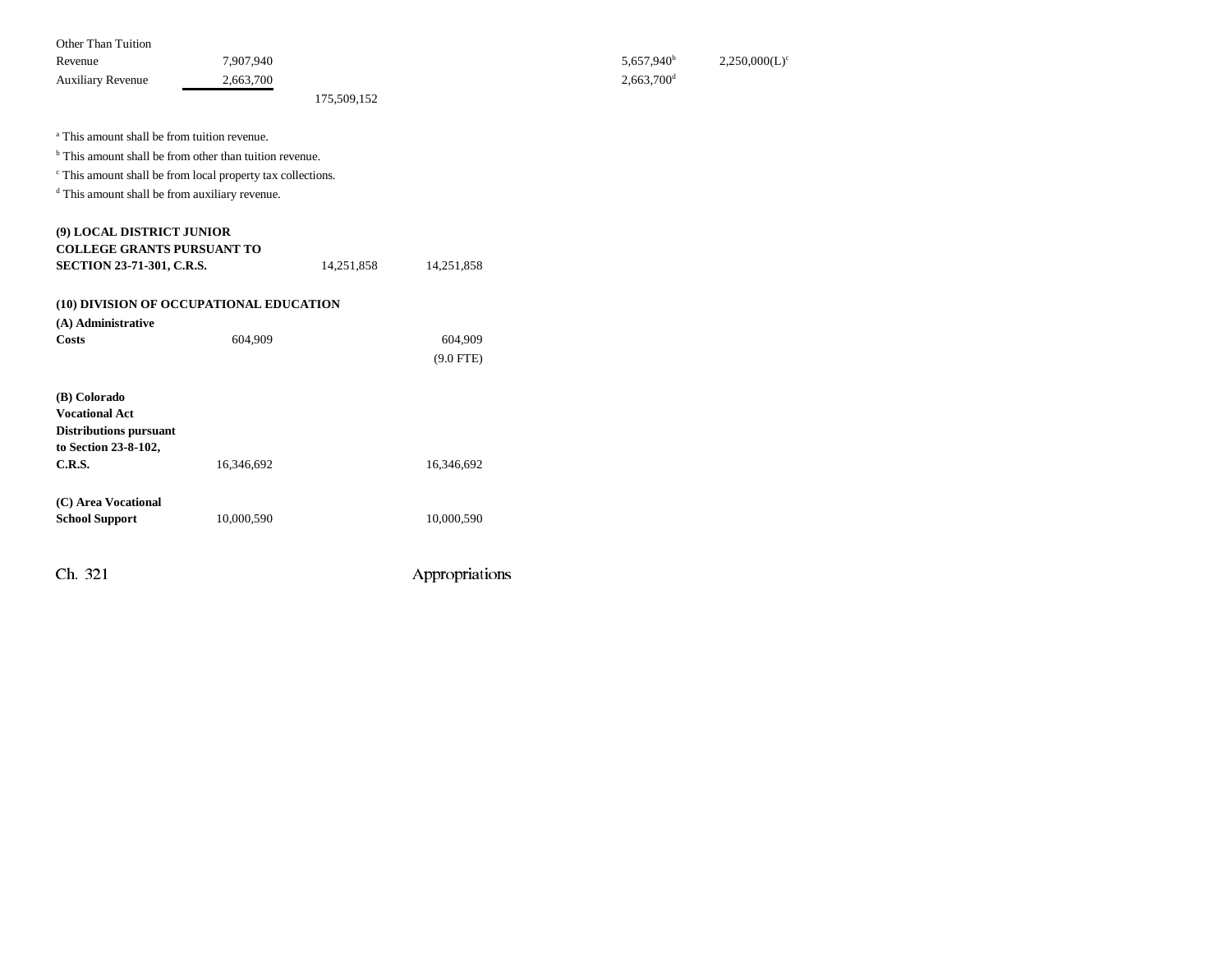| | | | | | | |
|---|---|---|---|---|---|---|
| Other Than Tuition Revenue | 7,907,940 | | | | 5,657,940[b] | 2,250,000(L)[c] |
| Auxiliary Revenue | 2,663,700 | | | | 2,663,700[d] | |
| | | 175,509,152 | | | | |

[a] This amount shall be from tuition revenue.

[b] This amount shall be from other than tuition revenue.

[c] This amount shall be from local property tax collections.

[d] This amount shall be from auxiliary revenue.

| | | | | | | |
|---|---|---|---|---|---|---|
| **(9) LOCAL DISTRICT JUNIOR COLLEGE GRANTS PURSUANT TO SECTION 23-71-301, C.R.S.** | | 14,251,858 | 14,251,858 | | | |
| **(10) DIVISION OF OCCUPATIONAL EDUCATION** | | | | | | |
| **(A) Administrative Costs** | 604,909 | | 604,909<br>(9.0 FTE) | | | |
| **(B) Colorado Vocational Act Distributions pursuant to Section 23-8-102, C.R.S.** | 16,346,692 | | 16,346,692 | | | |
| **(C) Area Vocational School Support** | 10,000,590 | | 10,000,590 | | | |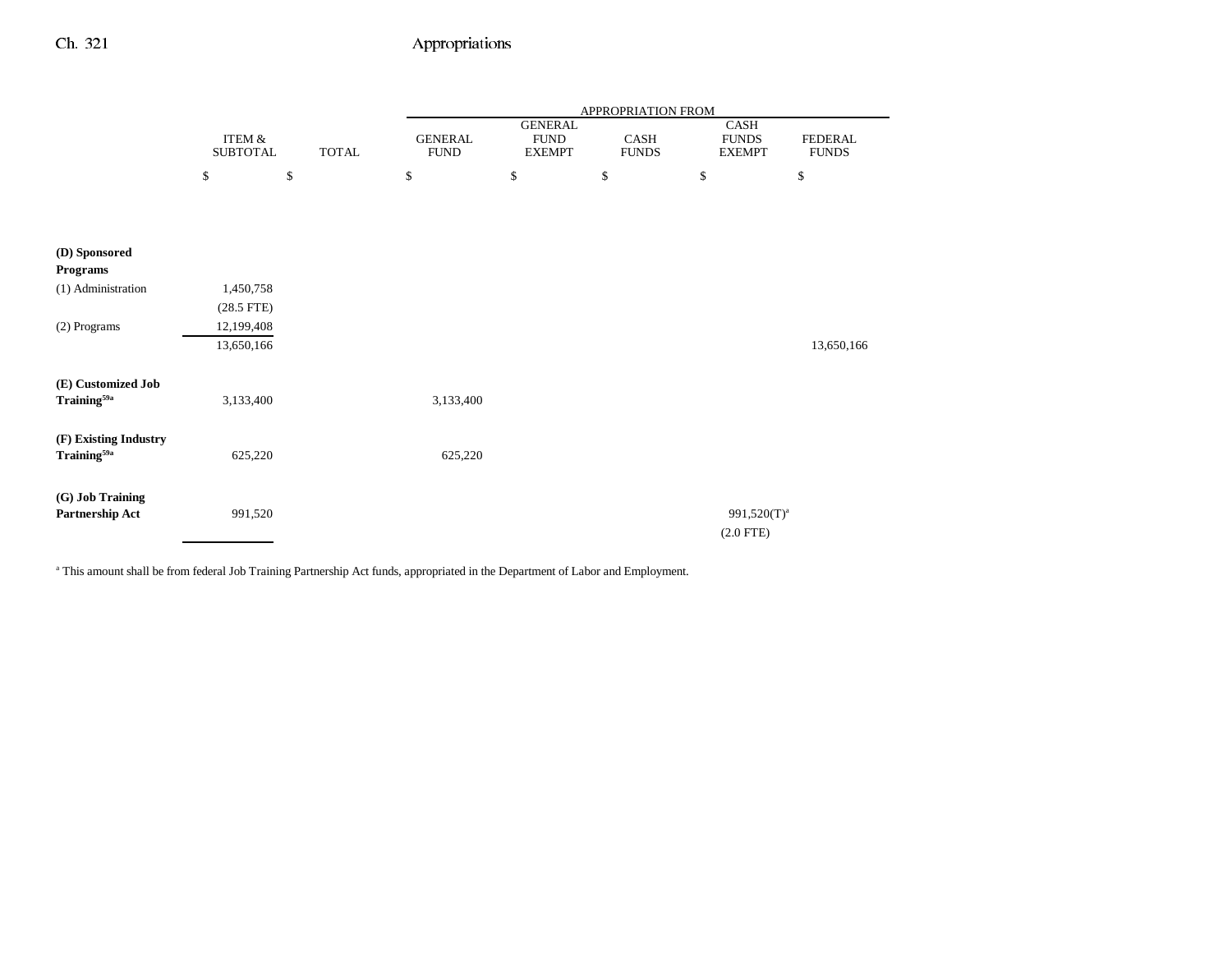| | ITEM & SUBTOTAL | TOTAL | APPROPRIATION FROM GENERAL FUND | GENERAL FUND EXEMPT | CASH FUNDS | CASH FUNDS EXEMPT | FEDERAL FUNDS |
|---|---|---|---|---|---|---|---|
| | $ | $ | $ | $ | $ | $ | $ |
| **(D) Sponsored Programs** | | | | | | | |
| (1) Administration | 1,450,758 | | | | | | |
| | (28.5 FTE) | | | | | | |
| (2) Programs | 12,199,408 | | | | | | |
| | 13,650,166 | | | | | | 13,650,166 |
| **(E) Customized Job Training**[59a] | 3,133,400 | | 3,133,400 | | | | |
| **(F) Existing Industry Training**[59a] | 625,220 | | 625,220 | | | | |
| **(G) Job Training Partnership Act** | 991,520 | | | | | 991,520(T)[a] | |
| | | | | | | (2.0 FTE) | |

[a] This amount shall be from federal Job Training Partnership Act funds, appropriated in the Department of Labor and Employment.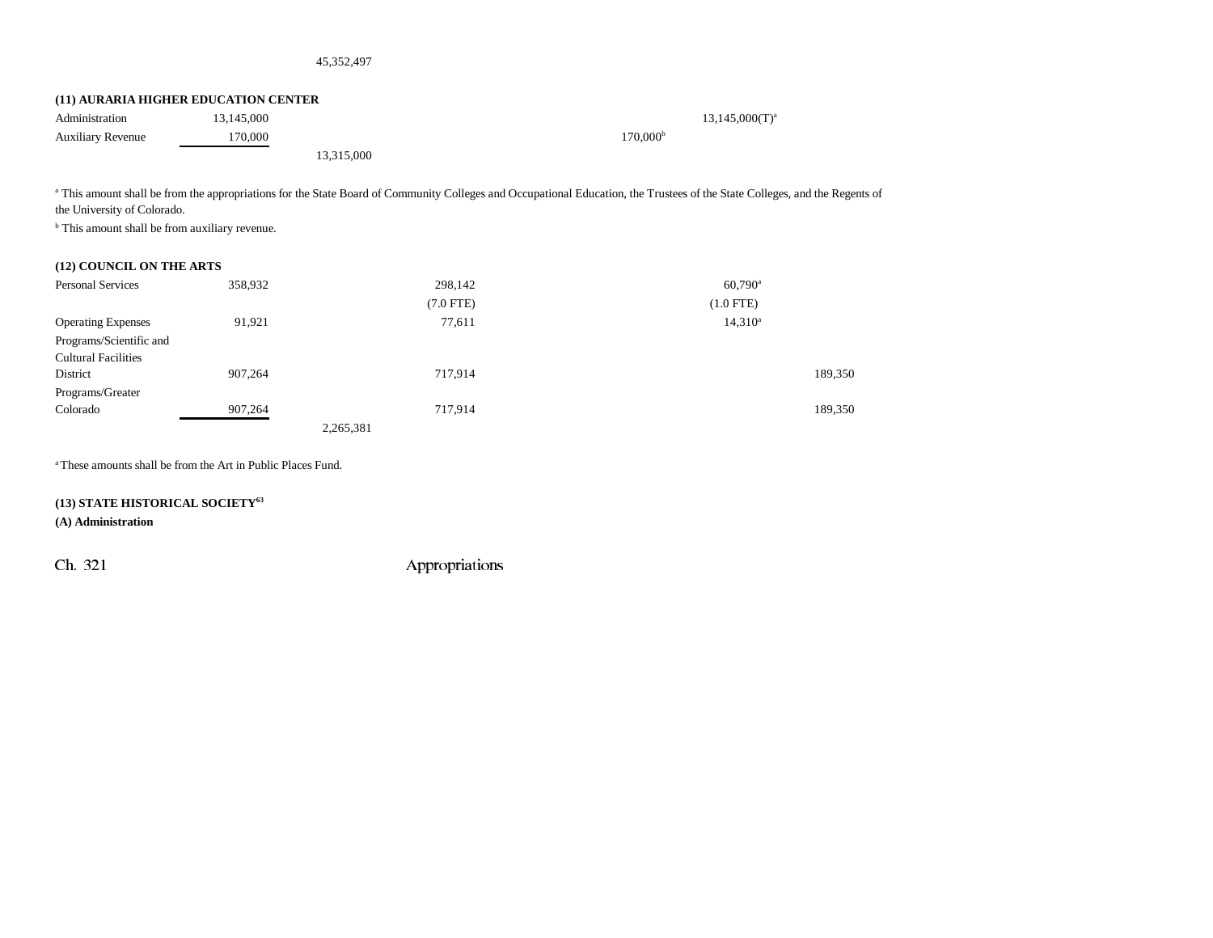| | | | | | | |
|---|---|---|---|---|---|---|
| | | 45,352,497 | | | | |

**(11) AURARIA HIGHER EDUCATION CENTER**

| | | | | | | |
|---|---|---|---|---|---|---|
| Administration | 13,145,000 | | | | 13,145,000(T)[a] | |
| Auxiliary Revenue | 170,000 | | | 170,000[b] | | |
| | | 13,315,000 | | | | |

[a] This amount shall be from the appropriations for the State Board of Community Colleges and Occupational Education, the Trustees of the State Colleges, and the Regents of the University of Colorado.

[b] This amount shall be from auxiliary revenue.

**(12) COUNCIL ON THE ARTS**

| | | | | | | |
|---|---|---|---|---|---|---|
| Personal Services | 358,932 | | 298,142 | | 60,790[a] | |
| | | | (7.0 FTE) | | (1.0 FTE) | |
| Operating Expenses | 91,921 | | 77,611 | | 14,310[a] | |
| Programs/Scientific and Cultural Facilities District | 907,264 | | 717,914 | | | 189,350 |
| Programs/Greater Colorado | 907,264 | | 717,914 | | | 189,350 |
| | | 2,265,381 | | | | |

[a] These amounts shall be from the Art in Public Places Fund.

**(13) STATE HISTORICAL SOCIETY[63]**

**(A) Administration**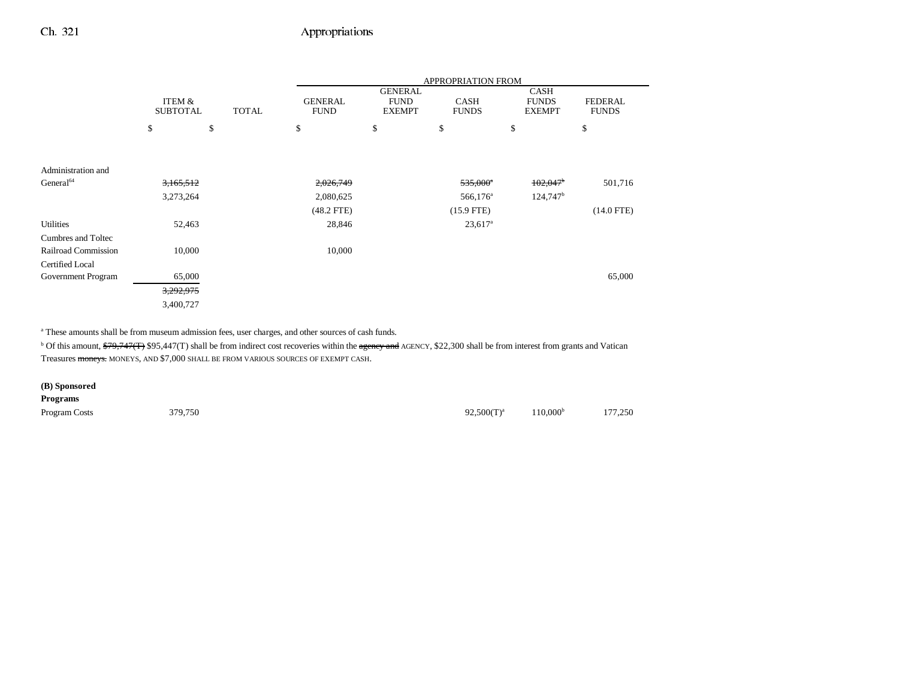| | ITEM & SUBTOTAL | TOTAL | GENERAL FUND | GENERAL FUND EXEMPT | CASH FUNDS | CASH FUNDS EXEMPT | FEDERAL FUNDS |
|---|---|---|---|---|---|---|---|
| | | | APPROPRIATION FROM | | | | |
| | $ | $ | $ | $ | $ | $ | $ |
| Administration and General[64] | ~~3,165,512~~ | | ~~2,026,749~~ | | ~~535,000~~[a] | ~~102,047~~[b] | 501,716 |
| | 3,273,264 | | 2,080,625 | | 566,176[a] | 124,747[b] | |
| | | | (48.2 FTE) | | (15.9 FTE) | | (14.0 FTE) |
| Utilities | 52,463 | | 28,846 | | 23,617[a] | | |
| Cumbres and Toltec Railroad Commission | 10,000 | | 10,000 | | | | |
| Certified Local Government Program | 65,000 | | | | | | 65,000 |
| | ~~3,292,975~~ | | | | | | |
| | 3,400,727 | | | | | | |

[a] These amounts shall be from museum admission fees, user charges, and other sources of cash funds.

[b] Of this amount, ~~$79,747(T)~~ $95,447(T) shall be from indirect cost recoveries within the ~~agency and~~ AGENCY, $22,300 shall be from interest from grants and Vatican Treasures ~~moneys.~~ MONEYS, AND $7,000 SHALL BE FROM VARIOUS SOURCES OF EXEMPT CASH.

**(B) Sponsored Programs**

| | ITEM & SUBTOTAL | TOTAL | GENERAL FUND | GENERAL FUND EXEMPT | CASH FUNDS | CASH FUNDS EXEMPT | FEDERAL FUNDS |
|---|---|---|---|---|---|---|---|
| Program Costs | 379,750 | | | | 92,500(T)[a] | 110,000[b] | 177,250 |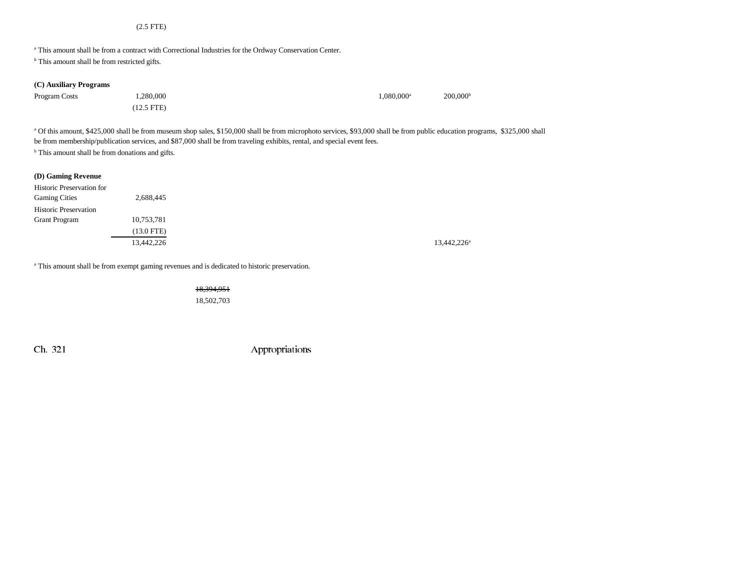(2.5 FTE)

[a] This amount shall be from a contract with Correctional Industries for the Ordway Conservation Center.

[b] This amount shall be from restricted gifts.

**(C) Auxiliary Programs**

| | | | | | |
|---|---|---|---|---|---|
| Program Costs | 1,280,000 | | | 1,080,000[a] | 200,000[b] |
| | (12.5 FTE) | | | | |

[a] Of this amount, $425,000 shall be from museum shop sales, $150,000 shall be from microphoto services, $93,000 shall be from public education programs, $325,000 shall be from membership/publication services, and $87,000 shall be from traveling exhibits, rental, and special event fees.

[b] This amount shall be from donations and gifts.

**(D) Gaming Revenue**

| | | | | | |
|---|---|---|---|---|---|
| Historic Preservation for Gaming Cities | 2,688,445 | | | | |
| Historic Preservation Grant Program | 10,753,781 | | | | |
| | (13.0 FTE) | | | | |
| | 13,442,226 | | | | 13,442,226[a] |

[a] This amount shall be from exempt gaming revenues and is dedicated to historic preservation.

~~18,394,951~~

18,502,703

Ch. 321 Appropriations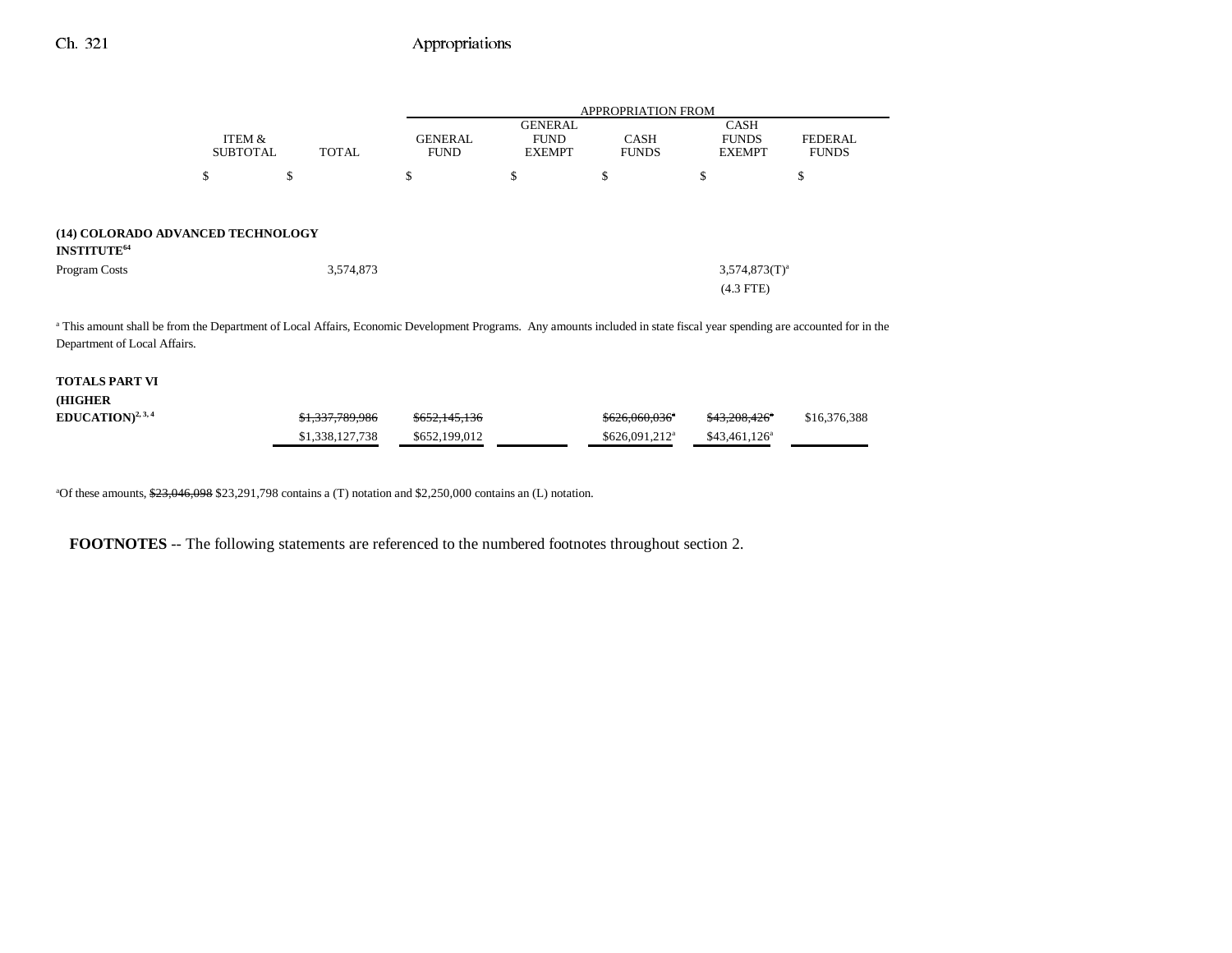| | ITEM & SUBTOTAL | TOTAL | APPROPRIATION FROM GENERAL FUND | GENERAL FUND EXEMPT | CASH FUNDS | CASH FUNDS EXEMPT | FEDERAL FUNDS |
|---|---|---|---|---|---|---|---|
| | $ | $ | $ | $ | $ | $ | $ |
| **(14) COLORADO ADVANCED TECHNOLOGY INSTITUTE**[64] | | | | | | | |
| Program Costs | | 3,574,873 | | | | 3,574,873(T)[a] | |
| | | | | | | (4.3 FTE) | |

[a] This amount shall be from the Department of Local Affairs, Economic Development Programs. Any amounts included in state fiscal year spending are accounted for in the Department of Local Affairs.

| | ITEM & SUBTOTAL | TOTAL | GENERAL FUND | GENERAL FUND EXEMPT | CASH FUNDS | CASH FUNDS EXEMPT | FEDERAL FUNDS |
|---|---|---|---|---|---|---|---|
| **TOTALS PART VI (HIGHER EDUCATION)**[2, 3, 4] | | ~~$1,337,789,986~~ | ~~$652,145,136~~ | | ~~$626,060,036~~[a] | ~~$43,208,426~~[a] | $16,376,388 |
| | | $1,338,127,738 | $652,199,012 | | $626,091,212[a] | $43,461,126[a] | |

[a]Of these amounts, ~~$23,046,098~~ $23,291,798 contains a (T) notation and $2,250,000 contains an (L) notation.

**FOOTNOTES** -- The following statements are referenced to the numbered footnotes throughout section 2.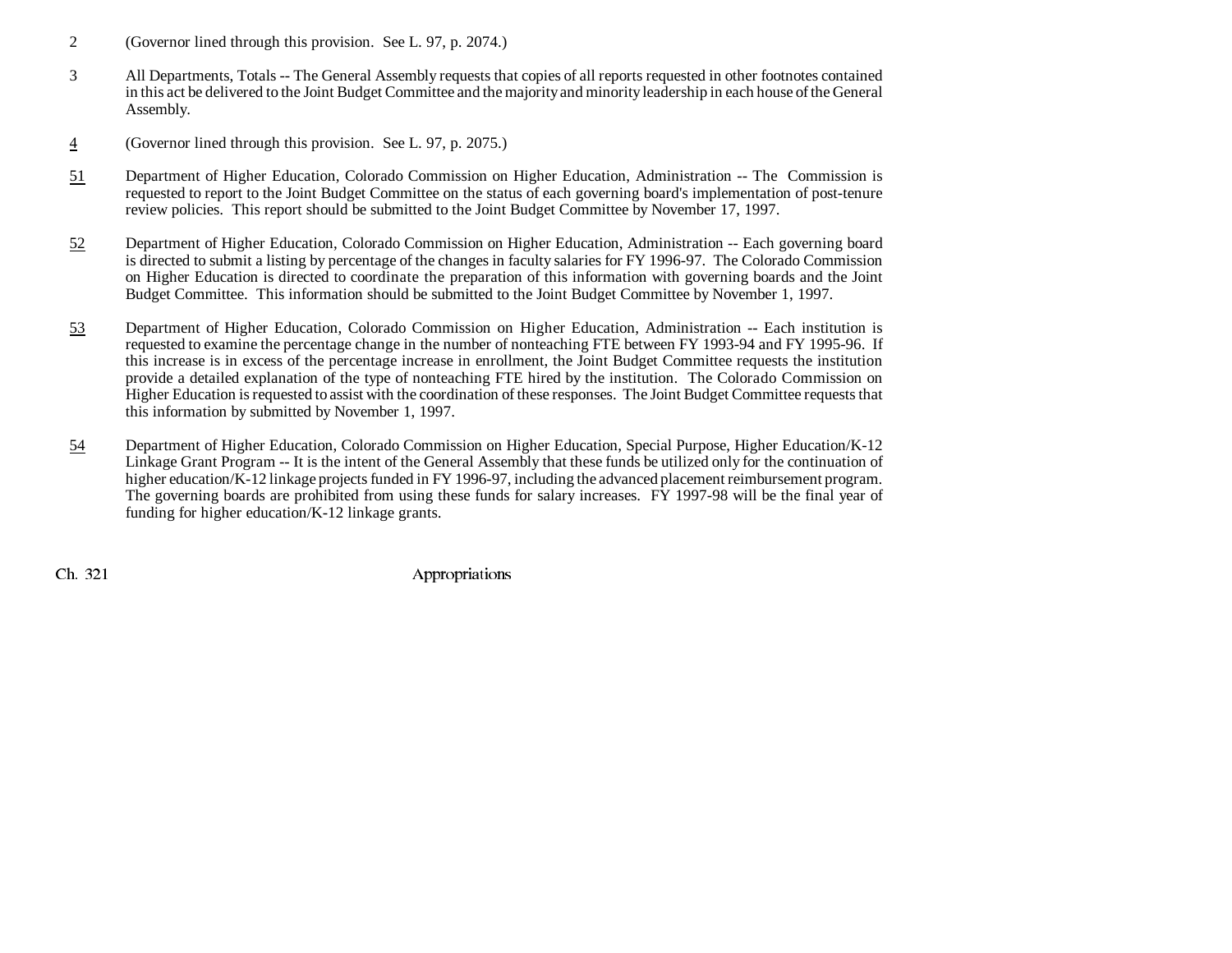2 (Governor lined through this provision. See L. 97, p. 2074.)

3 All Departments, Totals -- The General Assembly requests that copies of all reports requested in other footnotes contained in this act be delivered to the Joint Budget Committee and the majority and minority leadership in each house of the General Assembly.

4 (Governor lined through this provision. See L. 97, p. 2075.)

51 Department of Higher Education, Colorado Commission on Higher Education, Administration -- The Commission is requested to report to the Joint Budget Committee on the status of each governing board's implementation of post-tenure review policies. This report should be submitted to the Joint Budget Committee by November 17, 1997.

52 Department of Higher Education, Colorado Commission on Higher Education, Administration -- Each governing board is directed to submit a listing by percentage of the changes in faculty salaries for FY 1996-97. The Colorado Commission on Higher Education is directed to coordinate the preparation of this information with governing boards and the Joint Budget Committee. This information should be submitted to the Joint Budget Committee by November 1, 1997.

53 Department of Higher Education, Colorado Commission on Higher Education, Administration -- Each institution is requested to examine the percentage change in the number of nonteaching FTE between FY 1993-94 and FY 1995-96. If this increase is in excess of the percentage increase in enrollment, the Joint Budget Committee requests the institution provide a detailed explanation of the type of nonteaching FTE hired by the institution. The Colorado Commission on Higher Education is requested to assist with the coordination of these responses. The Joint Budget Committee requests that this information by submitted by November 1, 1997.

54 Department of Higher Education, Colorado Commission on Higher Education, Special Purpose, Higher Education/K-12 Linkage Grant Program -- It is the intent of the General Assembly that these funds be utilized only for the continuation of higher education/K-12 linkage projects funded in FY 1996-97, including the advanced placement reimbursement program. The governing boards are prohibited from using these funds for salary increases. FY 1997-98 will be the final year of funding for higher education/K-12 linkage grants.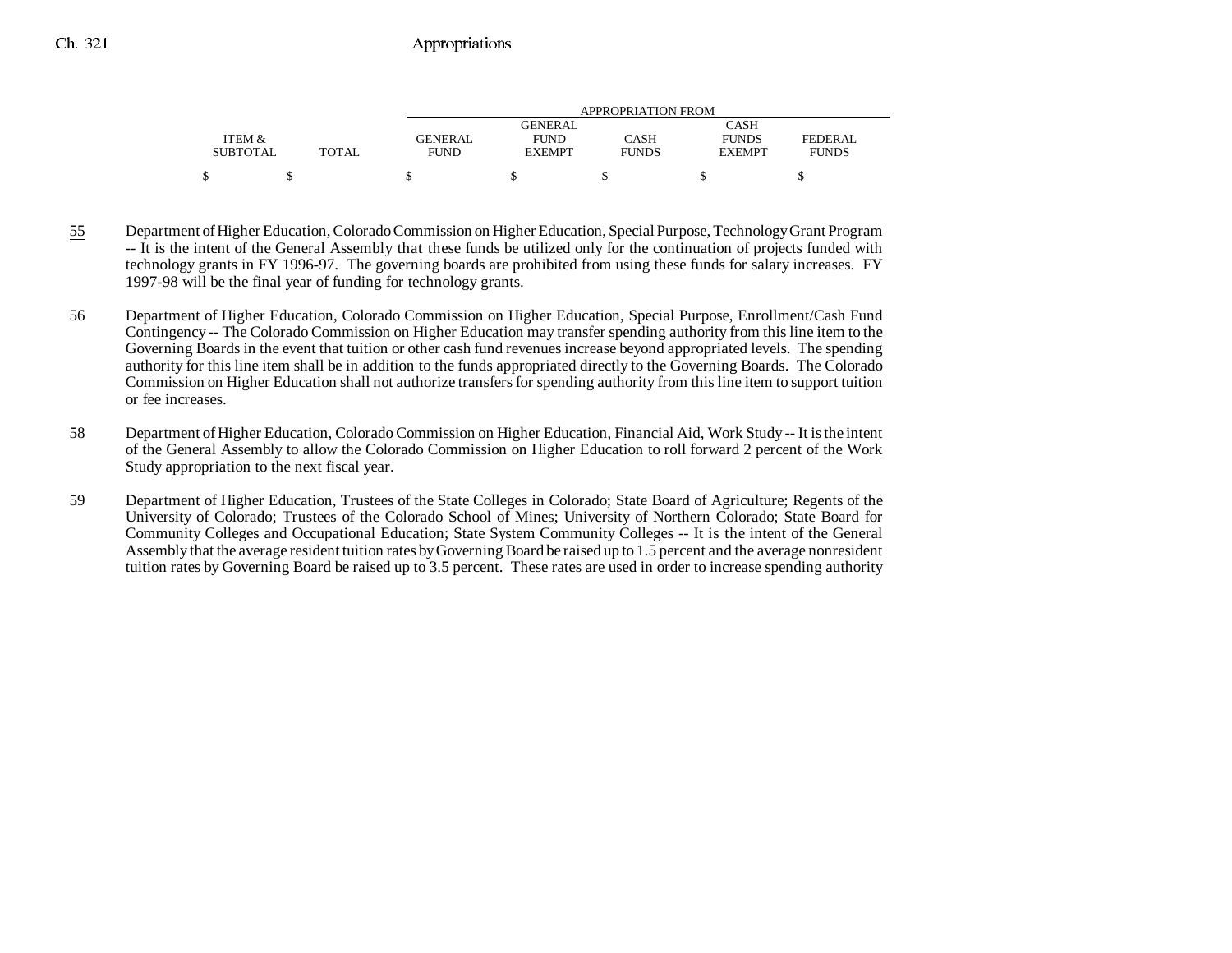| ITEM & SUBTOTAL | TOTAL | GENERAL FUND | GENERAL FUND EXEMPT | CASH FUNDS | CASH FUNDS EXEMPT | FEDERAL FUNDS |
|---|---|---|---|---|---|---|
| | | APPROPRIATION FROM | | | | |
| $ | $ | $ | $ | $ | $ | $ |

55 Department of Higher Education, Colorado Commission on Higher Education, Special Purpose, Technology Grant Program -- It is the intent of the General Assembly that these funds be utilized only for the continuation of projects funded with technology grants in FY 1996-97. The governing boards are prohibited from using these funds for salary increases. FY 1997-98 will be the final year of funding for technology grants.

56 Department of Higher Education, Colorado Commission on Higher Education, Special Purpose, Enrollment/Cash Fund Contingency -- The Colorado Commission on Higher Education may transfer spending authority from this line item to the Governing Boards in the event that tuition or other cash fund revenues increase beyond appropriated levels. The spending authority for this line item shall be in addition to the funds appropriated directly to the Governing Boards. The Colorado Commission on Higher Education shall not authorize transfers for spending authority from this line item to support tuition or fee increases.

58 Department of Higher Education, Colorado Commission on Higher Education, Financial Aid, Work Study -- It is the intent of the General Assembly to allow the Colorado Commission on Higher Education to roll forward 2 percent of the Work Study appropriation to the next fiscal year.

59 Department of Higher Education, Trustees of the State Colleges in Colorado; State Board of Agriculture; Regents of the University of Colorado; Trustees of the Colorado School of Mines; University of Northern Colorado; State Board for Community Colleges and Occupational Education; State System Community Colleges -- It is the intent of the General Assembly that the average resident tuition rates by Governing Board be raised up to 1.5 percent and the average nonresident tuition rates by Governing Board be raised up to 3.5 percent. These rates are used in order to increase spending authority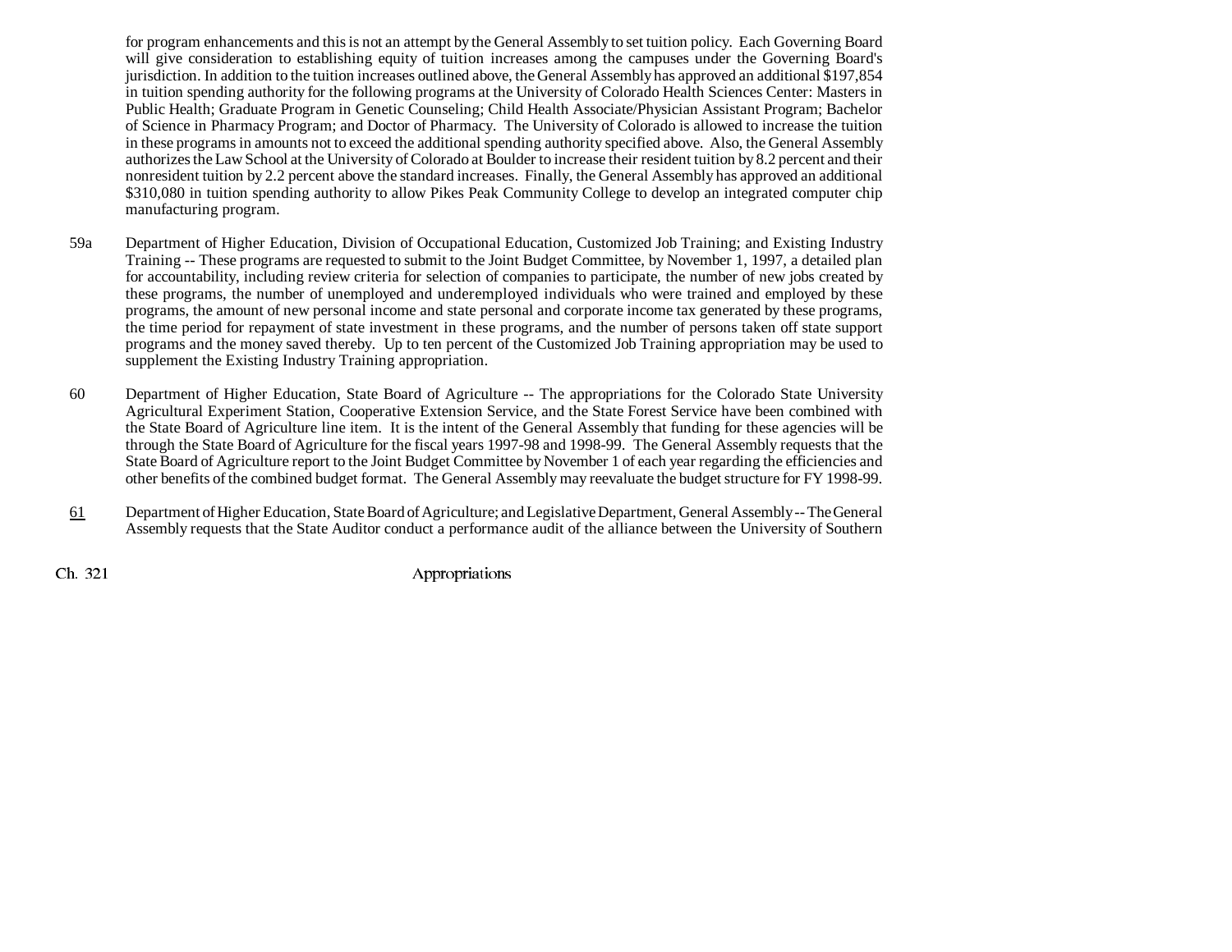for program enhancements and this is not an attempt by the General Assembly to set tuition policy. Each Governing Board will give consideration to establishing equity of tuition increases among the campuses under the Governing Board's jurisdiction. In addition to the tuition increases outlined above, the General Assembly has approved an additional $197,854 in tuition spending authority for the following programs at the University of Colorado Health Sciences Center: Masters in Public Health; Graduate Program in Genetic Counseling; Child Health Associate/Physician Assistant Program; Bachelor of Science in Pharmacy Program; and Doctor of Pharmacy. The University of Colorado is allowed to increase the tuition in these programs in amounts not to exceed the additional spending authority specified above. Also, the General Assembly authorizes the Law School at the University of Colorado at Boulder to increase their resident tuition by 8.2 percent and their nonresident tuition by 2.2 percent above the standard increases. Finally, the General Assembly has approved an additional $310,080 in tuition spending authority to allow Pikes Peak Community College to develop an integrated computer chip manufacturing program.

59a Department of Higher Education, Division of Occupational Education, Customized Job Training; and Existing Industry Training -- These programs are requested to submit to the Joint Budget Committee, by November 1, 1997, a detailed plan for accountability, including review criteria for selection of companies to participate, the number of new jobs created by these programs, the number of unemployed and underemployed individuals who were trained and employed by these programs, the amount of new personal income and state personal and corporate income tax generated by these programs, the time period for repayment of state investment in these programs, and the number of persons taken off state support programs and the money saved thereby. Up to ten percent of the Customized Job Training appropriation may be used to supplement the Existing Industry Training appropriation.

60 Department of Higher Education, State Board of Agriculture -- The appropriations for the Colorado State University Agricultural Experiment Station, Cooperative Extension Service, and the State Forest Service have been combined with the State Board of Agriculture line item. It is the intent of the General Assembly that funding for these agencies will be through the State Board of Agriculture for the fiscal years 1997-98 and 1998-99. The General Assembly requests that the State Board of Agriculture report to the Joint Budget Committee by November 1 of each year regarding the efficiencies and other benefits of the combined budget format. The General Assembly may reevaluate the budget structure for FY 1998-99.

61 Department of Higher Education, State Board of Agriculture; and Legislative Department, General Assembly -- The General Assembly requests that the State Auditor conduct a performance audit of the alliance between the University of Southern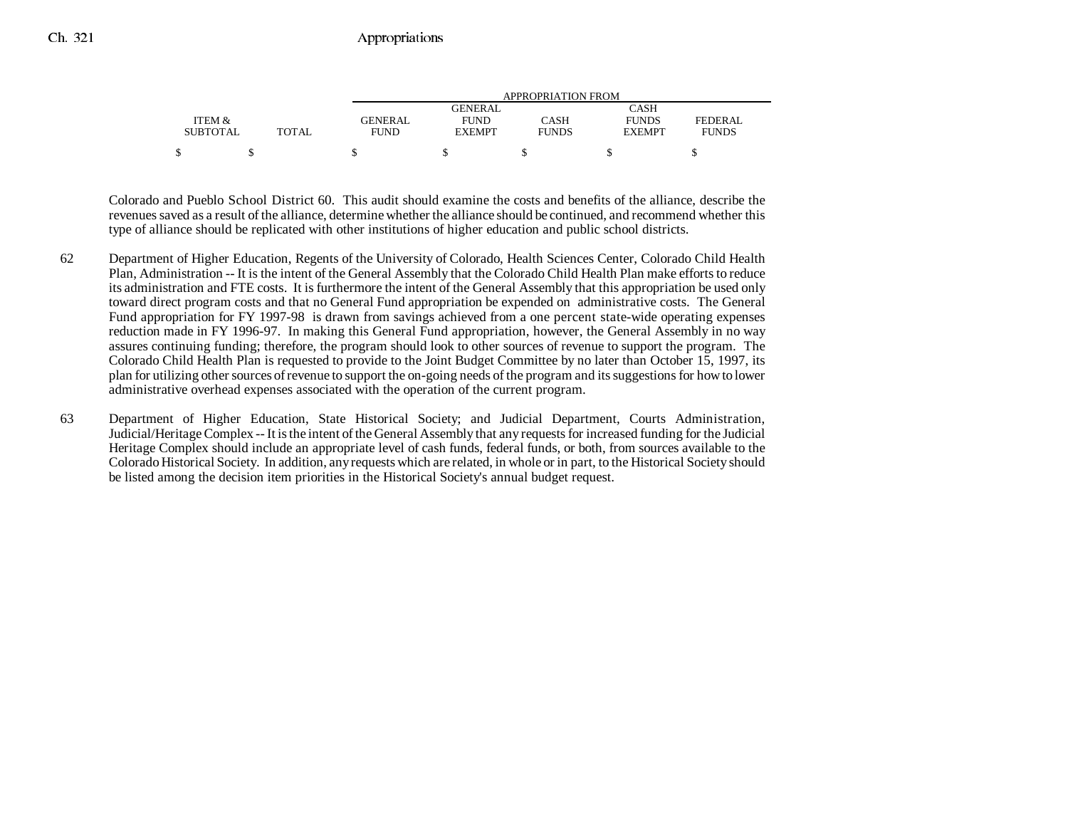| ITEM & SUBTOTAL | TOTAL | GENERAL FUND | GENERAL FUND EXEMPT | CASH FUNDS | CASH FUNDS EXEMPT | FEDERAL FUNDS |
|---|---|---|---|---|---|---|
| | | APPROPRIATION FROM | | | | |
| $ | $ | $ | $ | $ | $ | $ |

Colorado and Pueblo School District 60. This audit should examine the costs and benefits of the alliance, describe the revenues saved as a result of the alliance, determine whether the alliance should be continued, and recommend whether this type of alliance should be replicated with other institutions of higher education and public school districts.

62 Department of Higher Education, Regents of the University of Colorado, Health Sciences Center, Colorado Child Health Plan, Administration -- It is the intent of the General Assembly that the Colorado Child Health Plan make efforts to reduce its administration and FTE costs. It is furthermore the intent of the General Assembly that this appropriation be used only toward direct program costs and that no General Fund appropriation be expended on administrative costs. The General Fund appropriation for FY 1997-98 is drawn from savings achieved from a one percent state-wide operating expenses reduction made in FY 1996-97. In making this General Fund appropriation, however, the General Assembly in no way assures continuing funding; therefore, the program should look to other sources of revenue to support the program. The Colorado Child Health Plan is requested to provide to the Joint Budget Committee by no later than October 15, 1997, its plan for utilizing other sources of revenue to support the on-going needs of the program and its suggestions for how to lower administrative overhead expenses associated with the operation of the current program.

63 Department of Higher Education, State Historical Society; and Judicial Department, Courts Administration, Judicial/Heritage Complex -- It is the intent of the General Assembly that any requests for increased funding for the Judicial Heritage Complex should include an appropriate level of cash funds, federal funds, or both, from sources available to the Colorado Historical Society. In addition, any requests which are related, in whole or in part, to the Historical Society should be listed among the decision item priorities in the Historical Society's annual budget request.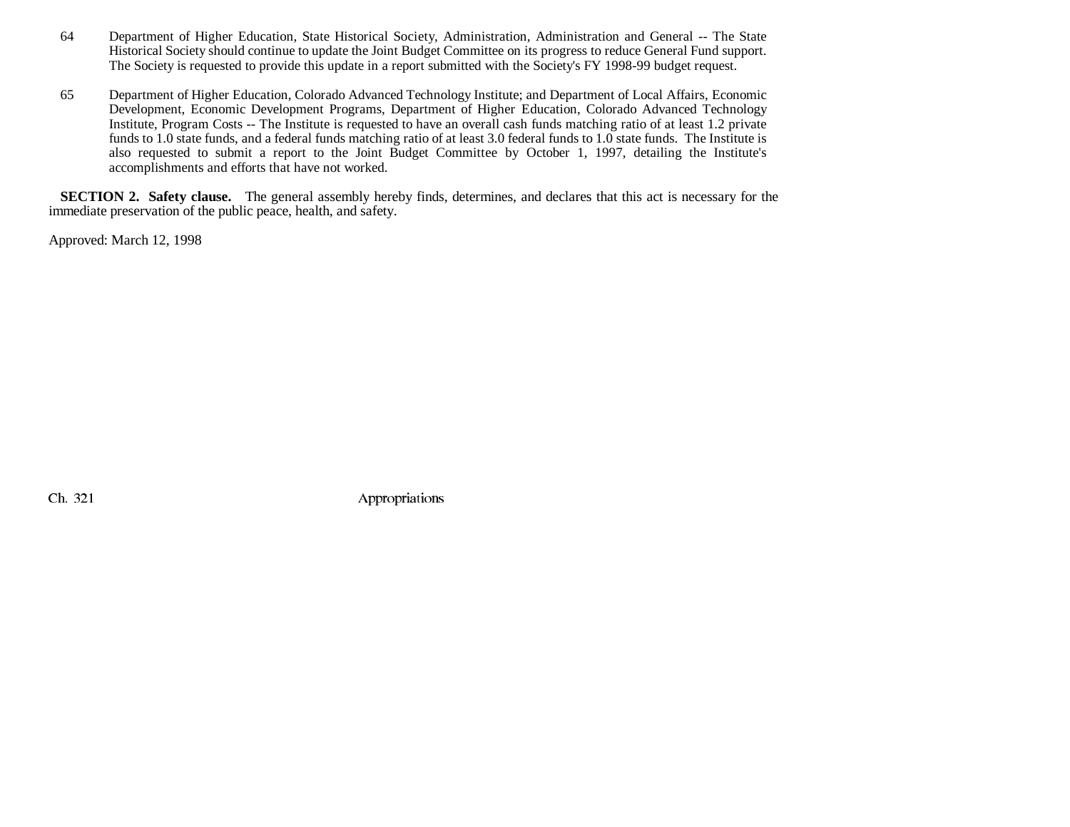64 Department of Higher Education, State Historical Society, Administration, Administration and General -- The State Historical Society should continue to update the Joint Budget Committee on its progress to reduce General Fund support. The Society is requested to provide this update in a report submitted with the Society's FY 1998-99 budget request.

65 Department of Higher Education, Colorado Advanced Technology Institute; and Department of Local Affairs, Economic Development, Economic Development Programs, Department of Higher Education, Colorado Advanced Technology Institute, Program Costs -- The Institute is requested to have an overall cash funds matching ratio of at least 1.2 private funds to 1.0 state funds, and a federal funds matching ratio of at least 3.0 federal funds to 1.0 state funds. The Institute is also requested to submit a report to the Joint Budget Committee by October 1, 1997, detailing the Institute's accomplishments and efforts that have not worked.

**SECTION 2. Safety clause.** The general assembly hereby finds, determines, and declares that this act is necessary for the immediate preservation of the public peace, health, and safety.

Approved: March 12, 1998